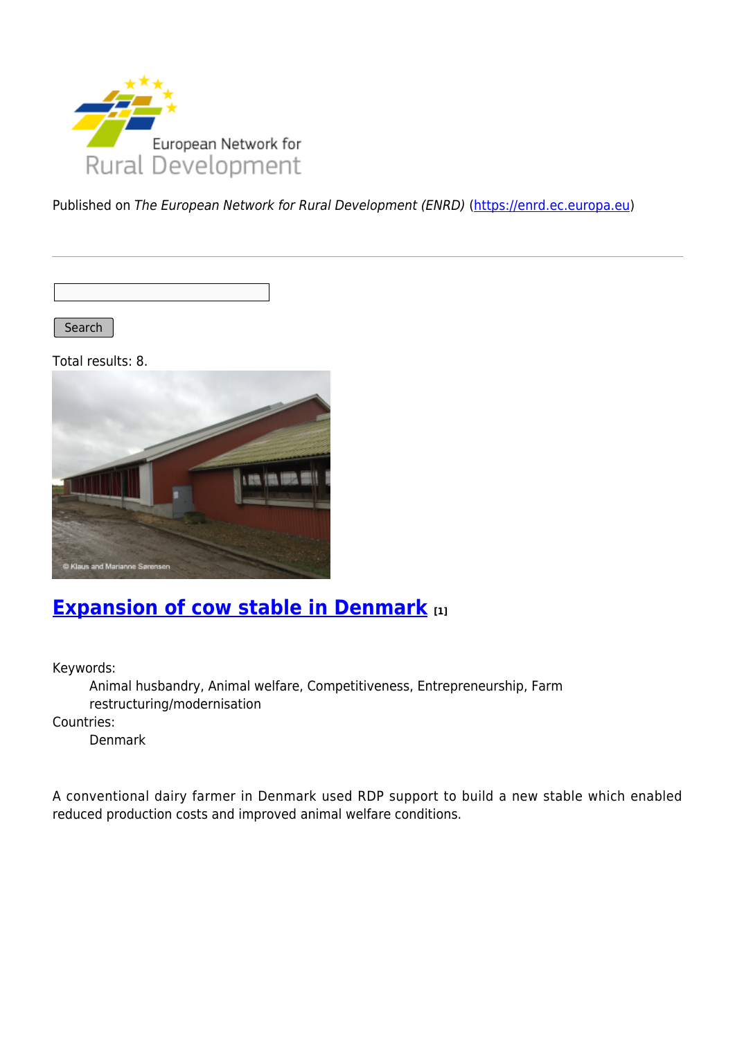Published on *The European Network for Rural Development (ENRD)* (https://enrd.ec.europa.eu)

Search

Total results: 8.

## Expansion of cow stable in Denmark [1]

Keywords:
Animal husbandry, Animal welfare, Competitiveness, Entrepreneurship, Farm restructuring/modernisation

Countries:
Denmark

A conventional dairy farmer in Denmark used RDP support to build a new stable which enabled reduced production costs and improved animal welfare conditions.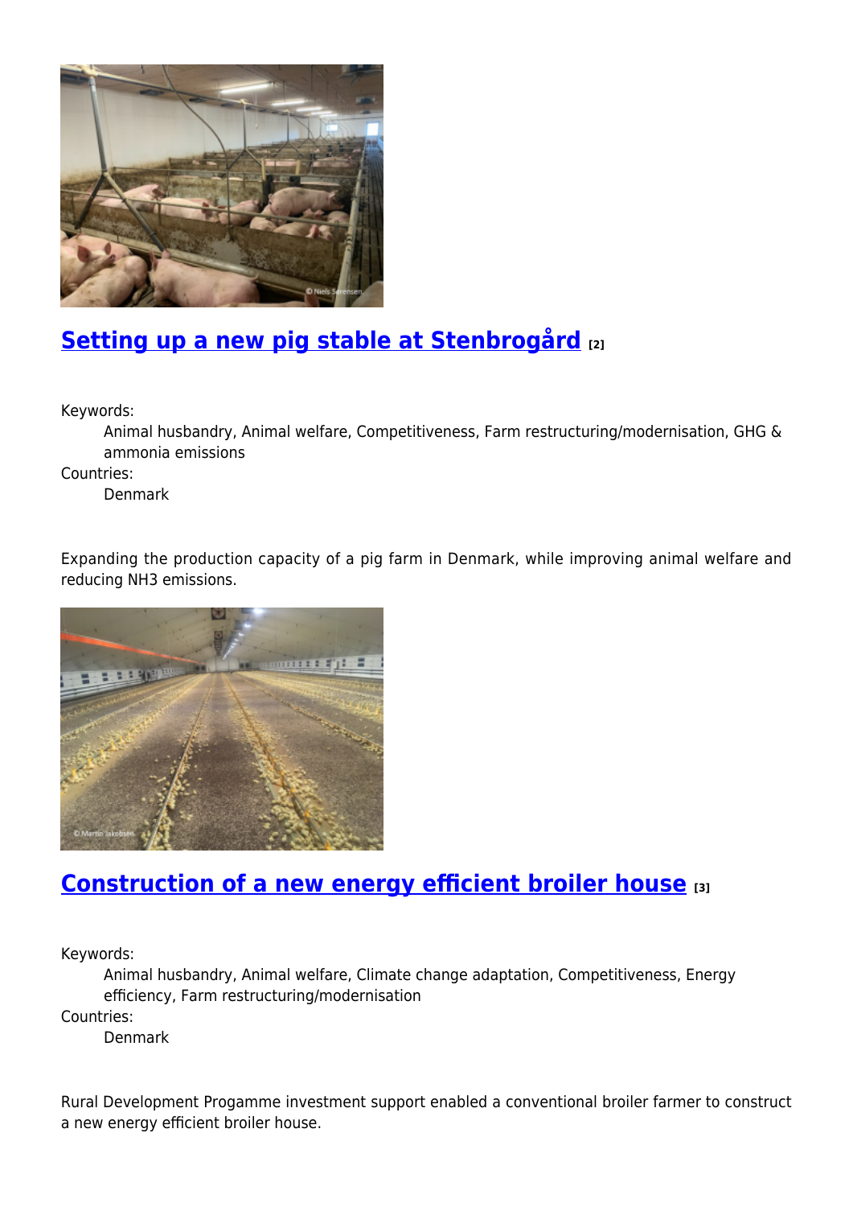## Setting up a new pig stable at Stenbrogård [2]

Keywords:

Animal husbandry, Animal welfare, Competitiveness, Farm restructuring/modernisation, GHG & ammonia emissions

Countries:

Denmark

Expanding the production capacity of a pig farm in Denmark, while improving animal welfare and reducing $NH_3$ emissions.

## Construction of a new energy efficient broiler house [3]

Keywords:

Animal husbandry, Animal welfare, Climate change adaptation, Competitiveness, Energy efficiency, Farm restructuring/modernisation

Countries:

Denmark

Rural Development Progamme investment support enabled a conventional broiler farmer to construct a new energy efficient broiler house.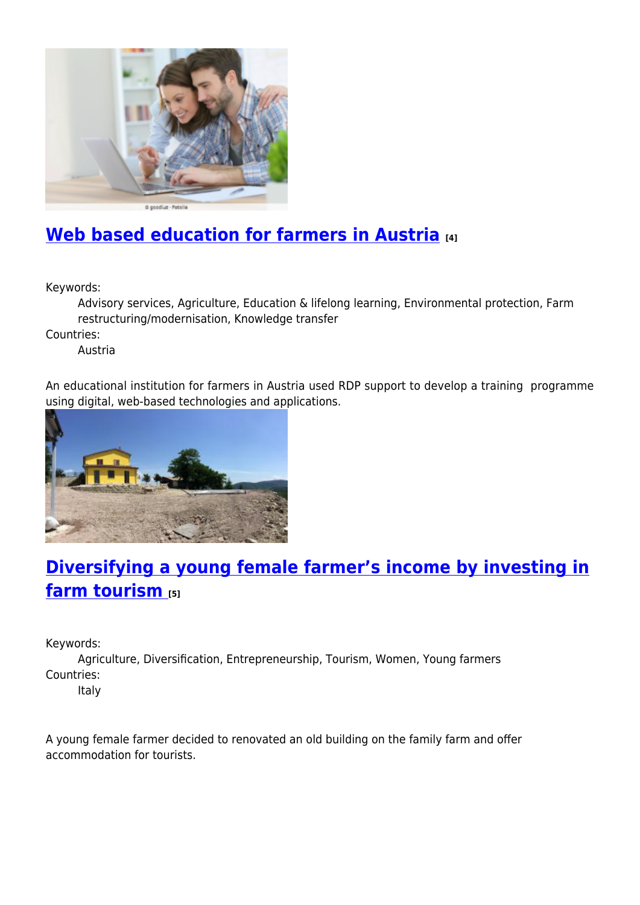## [Web based education for farmers in Austria](#) [4]

Keywords:
: Advisory services, Agriculture, Education & lifelong learning, Environmental protection, Farm restructuring/modernisation, Knowledge transfer

Countries:
: Austria

An educational institution for farmers in Austria used RDP support to develop a training programme using digital, web-based technologies and applications.

## [Diversifying a young female farmer’s income by investing in farm tourism](#) [5]

Keywords:
: Agriculture, Diversification, Entrepreneurship, Tourism, Women, Young farmers

Countries:
: Italy

A young female farmer decided to renovated an old building on the family farm and offer accommodation for tourists.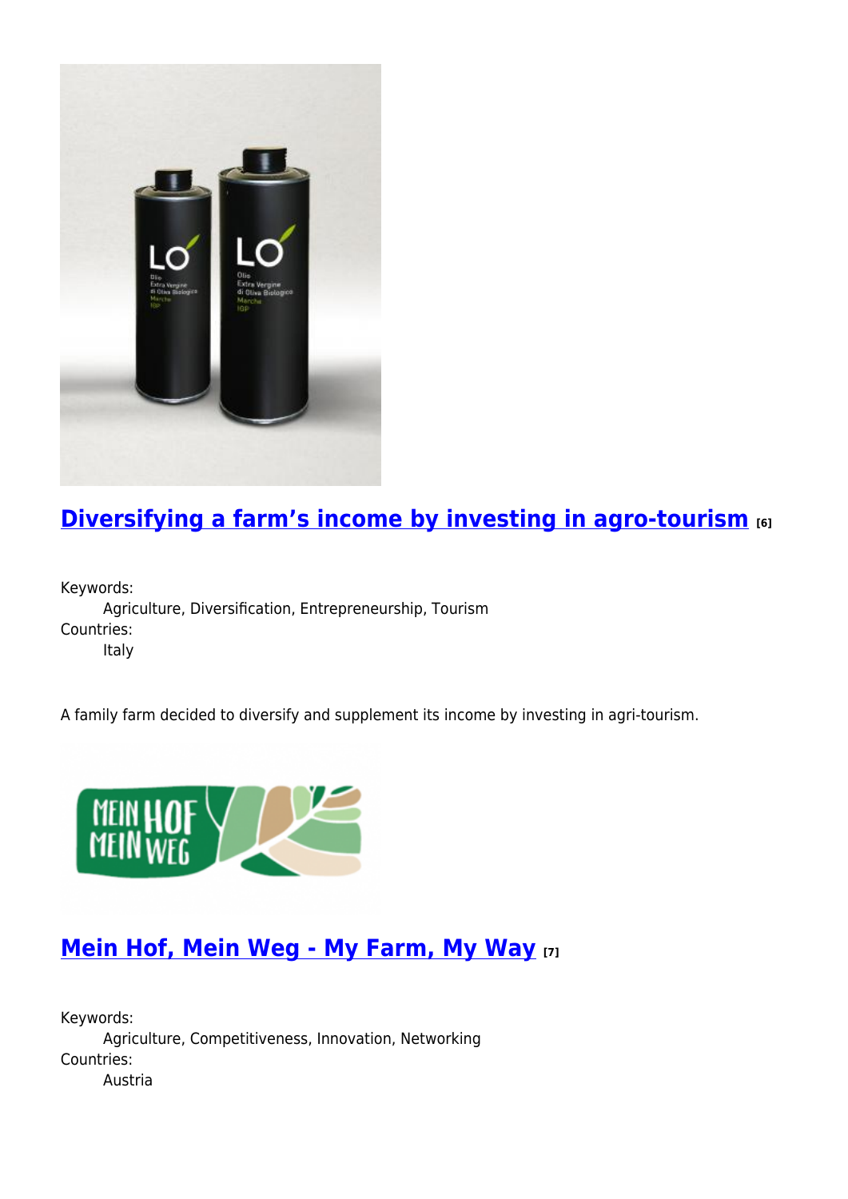## Diversifying a farm's income by investing in agro-tourism [6]

Keywords:
Agriculture, Diversification, Entrepreneurship, Tourism

Countries:
Italy

A family farm decided to diversify and supplement its income by investing in agri-tourism.

## Mein Hof, Mein Weg - My Farm, My Way [7]

Keywords:
Agriculture, Competitiveness, Innovation, Networking

Countries:
Austria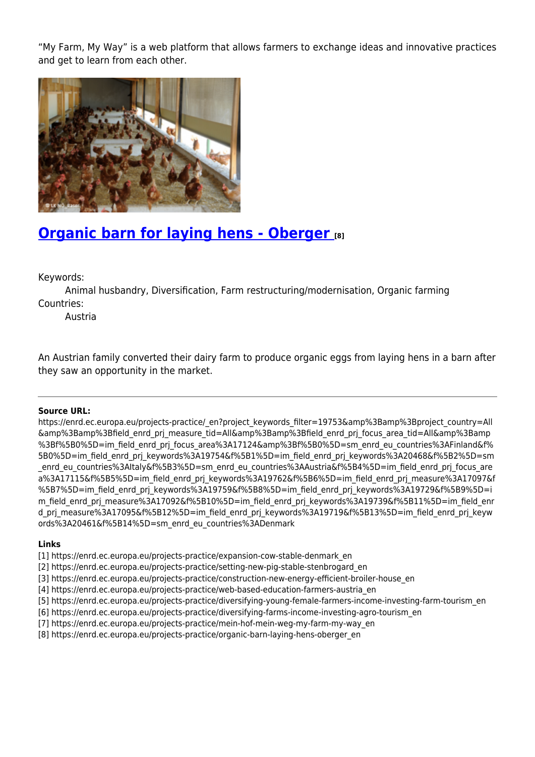"My Farm, My Way" is a web platform that allows farmers to exchange ideas and innovative practices and get to learn from each other.

## Organic barn for laying hens - Oberger [8]

Keywords:
Animal husbandry, Diversification, Farm restructuring/modernisation, Organic farming

Countries:
Austria

An Austrian family converted their dairy farm to produce organic eggs from laying hens in a barn after they saw an opportunity in the market.

---

**Source URL:**
https://enrd.ec.europa.eu/projects-practice/_en?project_keywords_filter=19753&amp%3Bamp%3Bproject_country=All&amp%3Bamp%3Bfield_enrd_prj_measure_tid=All&amp%3Bamp%3Bfield_enrd_prj_focus_area_tid=All&amp%3Bamp%3Bf%5B0%5D=im_field_enrd_prj_focus_area%3A17124&amp%3Bf%5B0%5D=sm_enrd_eu_countries%3AFinland&f%5B0%5D=im_field_enrd_prj_keywords%3A19754&f%5B1%5D=im_field_enrd_prj_keywords%3A20468&f%5B2%5D=sm_enrd_eu_countries%3AItaly&f%5B3%5D=sm_enrd_eu_countries%3AAustria&f%5B4%5D=im_field_enrd_prj_focus_area%3A17115&f%5B5%5D=im_field_enrd_prj_keywords%3A19762&f%5B6%5D=im_field_enrd_prj_measure%3A17097&f%5B7%5D=im_field_enrd_prj_keywords%3A19759&f%5B8%5D=im_field_enrd_prj_keywords%3A19729&f%5B9%5D=im_field_enrd_prj_measure%3A17092&f%5B10%5D=im_field_enrd_prj_keywords%3A19739&f%5B11%5D=im_field_enrd_prj_measure%3A17095&f%5B12%5D=im_field_enrd_prj_keywords%3A19719&f%5B13%5D=im_field_enrd_prj_keywords%3A20461&f%5B14%5D=sm_enrd_eu_countries%3ADenmark

**Links**
[1] https://enrd.ec.europa.eu/projects-practice/expansion-cow-stable-denmark_en
[2] https://enrd.ec.europa.eu/projects-practice/setting-new-pig-stable-stenbrogard_en
[3] https://enrd.ec.europa.eu/projects-practice/construction-new-energy-efficient-broiler-house_en
[4] https://enrd.ec.europa.eu/projects-practice/web-based-education-farmers-austria_en
[5] https://enrd.ec.europa.eu/projects-practice/diversifying-young-female-farmers-income-investing-farm-tourism_en
[6] https://enrd.ec.europa.eu/projects-practice/diversifying-farms-income-investing-agro-tourism_en
[7] https://enrd.ec.europa.eu/projects-practice/mein-hof-mein-weg-my-farm-my-way_en
[8] https://enrd.ec.europa.eu/projects-practice/organic-barn-laying-hens-oberger_en